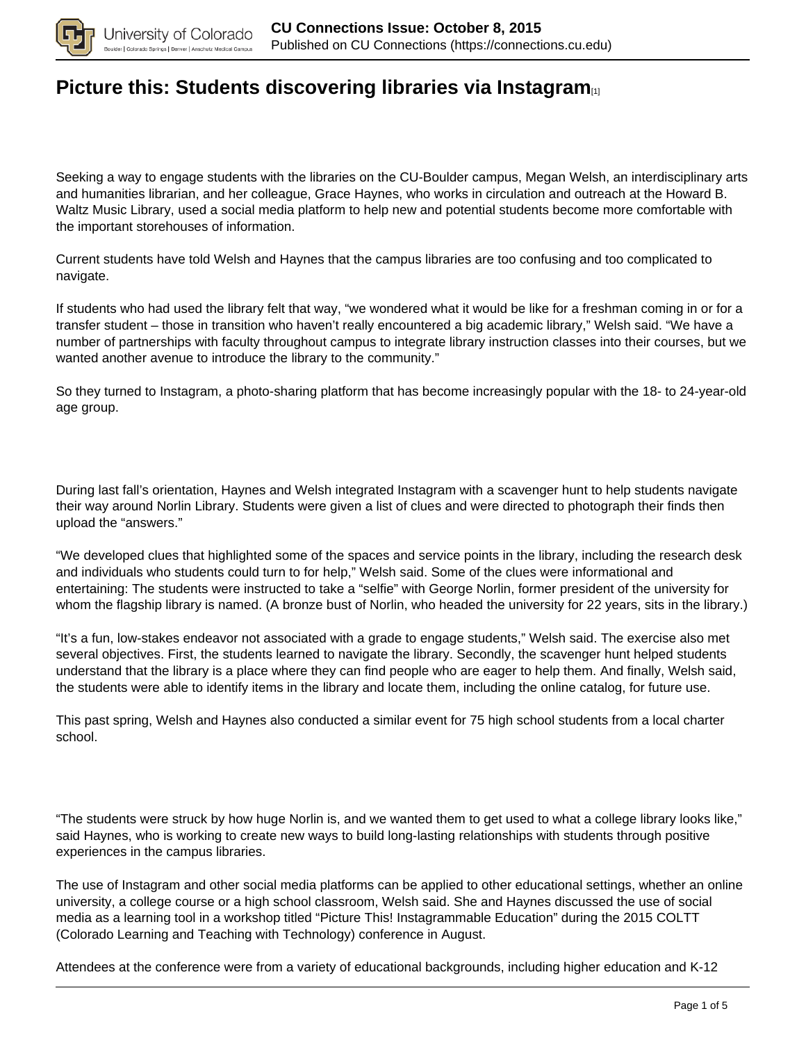# Picture this: Students discovering libraries via Instagram[1]

Seeking a way to engage students with the libraries on the CU-Boulder campus, Megan Welsh, an interdisciplinary arts and humanities librarian, and her colleague, Grace Haynes, who works in circulation and outreach at the Howard B. Waltz Music Library, used a social media platform to help new and potential students become more comfortable with the important storehouses of information.

Current students have told Welsh and Haynes that the campus libraries are too confusing and too complicated to navigate.

If students who had used the library felt that way, "we wondered what it would be like for a freshman coming in or for a transfer student – those in transition who haven't really encountered a big academic library," Welsh said. "We have a number of partnerships with faculty throughout campus to integrate library instruction classes into their courses, but we wanted another avenue to introduce the library to the community."

So they turned to Instagram, a photo-sharing platform that has become increasingly popular with the 18- to 24-year-old age group.

During last fall's orientation, Haynes and Welsh integrated Instagram with a scavenger hunt to help students navigate their way around Norlin Library. Students were given a list of clues and were directed to photograph their finds then upload the "answers."

"We developed clues that highlighted some of the spaces and service points in the library, including the research desk and individuals who students could turn to for help," Welsh said. Some of the clues were informational and entertaining: The students were instructed to take a "selfie" with George Norlin, former president of the university for whom the flagship library is named. (A bronze bust of Norlin, who headed the university for 22 years, sits in the library.)

"It's a fun, low-stakes endeavor not associated with a grade to engage students," Welsh said. The exercise also met several objectives. First, the students learned to navigate the library. Secondly, the scavenger hunt helped students understand that the library is a place where they can find people who are eager to help them. And finally, Welsh said, the students were able to identify items in the library and locate them, including the online catalog, for future use.

This past spring, Welsh and Haynes also conducted a similar event for 75 high school students from a local charter school.

"The students were struck by how huge Norlin is, and we wanted them to get used to what a college library looks like," said Haynes, who is working to create new ways to build long-lasting relationships with students through positive experiences in the campus libraries.

The use of Instagram and other social media platforms can be applied to other educational settings, whether an online university, a college course or a high school classroom, Welsh said. She and Haynes discussed the use of social media as a learning tool in a workshop titled "Picture This! Instagrammable Education" during the 2015 COLTT (Colorado Learning and Teaching with Technology) conference in August.

Attendees at the conference were from a variety of educational backgrounds, including higher education and K-12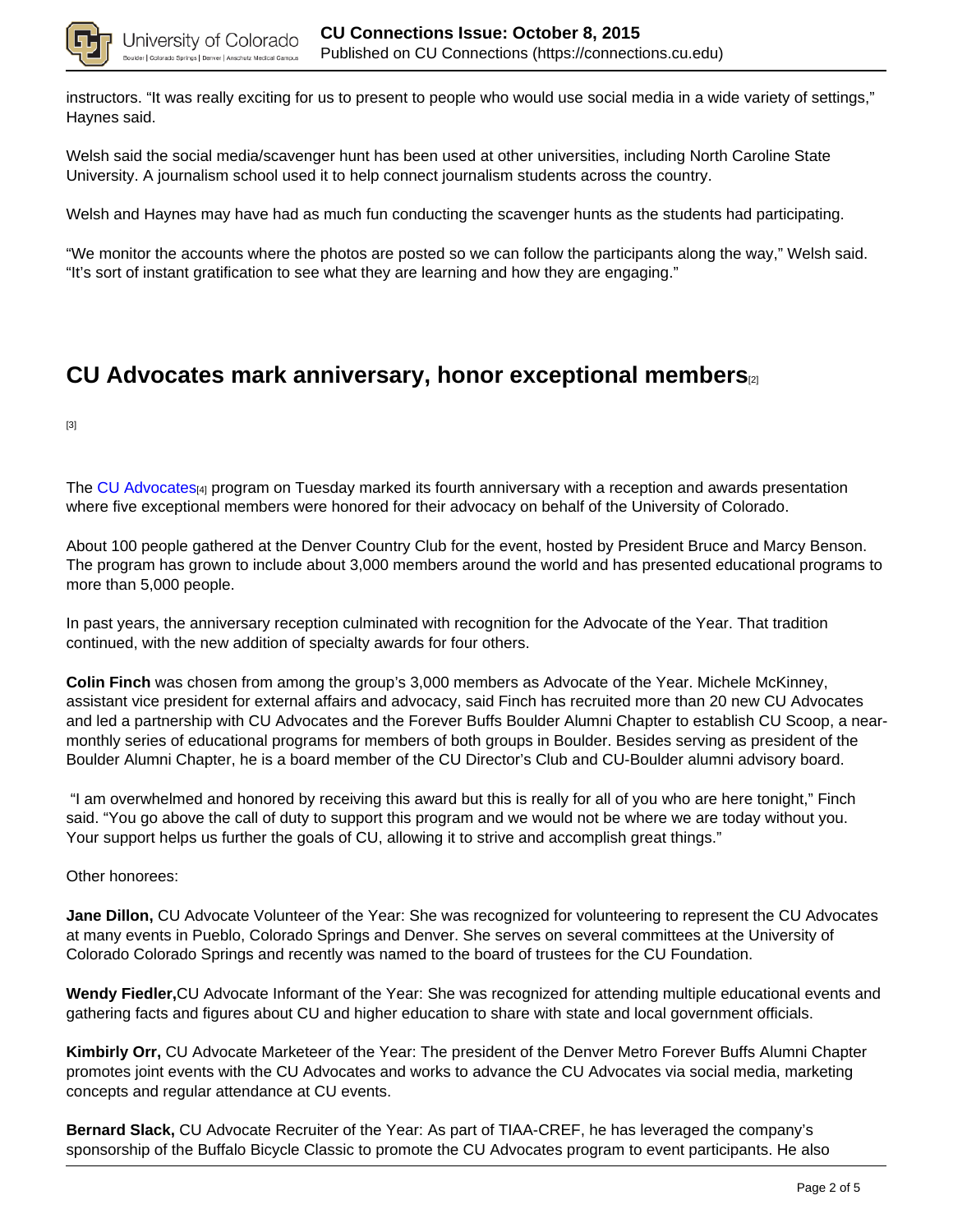instructors. "It was really exciting for us to present to people who would use social media in a wide variety of settings," Haynes said.

Welsh said the social media/scavenger hunt has been used at other universities, including North Caroline State University. A journalism school used it to help connect journalism students across the country.

Welsh and Haynes may have had as much fun conducting the scavenger hunts as the students had participating.

"We monitor the accounts where the photos are posted so we can follow the participants along the way," Welsh said. "It's sort of instant gratification to see what they are learning and how they are engaging."

## CU Advocates mark anniversary, honor exceptional members[2]

[3]

The CU Advocates[4] program on Tuesday marked its fourth anniversary with a reception and awards presentation where five exceptional members were honored for their advocacy on behalf of the University of Colorado.

About 100 people gathered at the Denver Country Club for the event, hosted by President Bruce and Marcy Benson. The program has grown to include about 3,000 members around the world and has presented educational programs to more than 5,000 people.

In past years, the anniversary reception culminated with recognition for the Advocate of the Year. That tradition continued, with the new addition of specialty awards for four others.

**Colin Finch** was chosen from among the group's 3,000 members as Advocate of the Year. Michele McKinney, assistant vice president for external affairs and advocacy, said Finch has recruited more than 20 new CU Advocates and led a partnership with CU Advocates and the Forever Buffs Boulder Alumni Chapter to establish CU Scoop, a near-monthly series of educational programs for members of both groups in Boulder. Besides serving as president of the Boulder Alumni Chapter, he is a board member of the CU Director's Club and CU-Boulder alumni advisory board.

"I am overwhelmed and honored by receiving this award but this is really for all of you who are here tonight," Finch said. "You go above the call of duty to support this program and we would not be where we are today without you. Your support helps us further the goals of CU, allowing it to strive and accomplish great things."

Other honorees:

**Jane Dillon,** CU Advocate Volunteer of the Year: She was recognized for volunteering to represent the CU Advocates at many events in Pueblo, Colorado Springs and Denver. She serves on several committees at the University of Colorado Colorado Springs and recently was named to the board of trustees for the CU Foundation.

**Wendy Fiedler,**CU Advocate Informant of the Year: She was recognized for attending multiple educational events and gathering facts and figures about CU and higher education to share with state and local government officials.

**Kimbirly Orr,** CU Advocate Marketeer of the Year: The president of the Denver Metro Forever Buffs Alumni Chapter promotes joint events with the CU Advocates and works to advance the CU Advocates via social media, marketing concepts and regular attendance at CU events.

**Bernard Slack,** CU Advocate Recruiter of the Year: As part of TIAA-CREF, he has leveraged the company's sponsorship of the Buffalo Bicycle Classic to promote the CU Advocates program to event participants. He also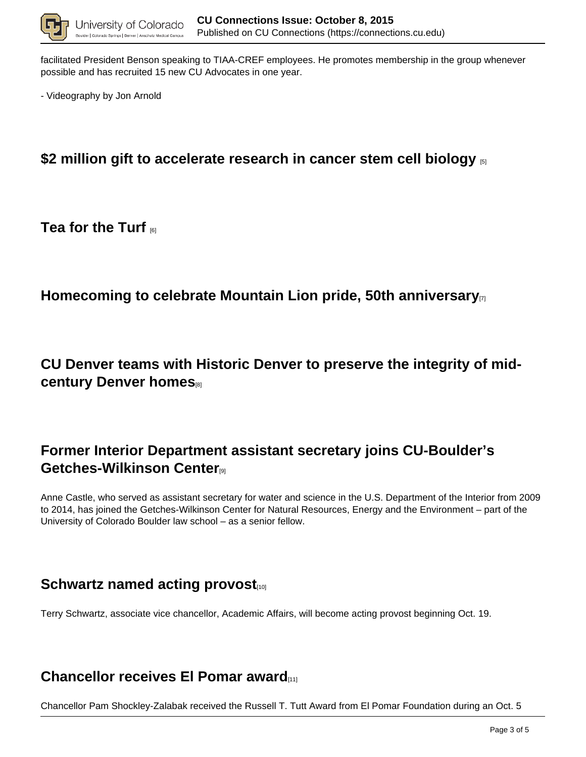facilitated President Benson speaking to TIAA-CREF employees. He promotes membership in the group whenever possible and has recruited 15 new CU Advocates in one year.

- Videography by Jon Arnold

## $2 million gift to accelerate research in cancer stem cell biology [5]

## Tea for the Turf [6]

## Homecoming to celebrate Mountain Lion pride, 50th anniversary [7]

## CU Denver teams with Historic Denver to preserve the integrity of mid-century Denver homes [8]

## Former Interior Department assistant secretary joins CU-Boulder's Getches-Wilkinson Center [9]

Anne Castle, who served as assistant secretary for water and science in the U.S. Department of the Interior from 2009 to 2014, has joined the Getches-Wilkinson Center for Natural Resources, Energy and the Environment – part of the University of Colorado Boulder law school – as a senior fellow.

## Schwartz named acting provost [10]

Terry Schwartz, associate vice chancellor, Academic Affairs, will become acting provost beginning Oct. 19.

## Chancellor receives El Pomar award [11]

Chancellor Pam Shockley-Zalabak received the Russell T. Tutt Award from El Pomar Foundation during an Oct. 5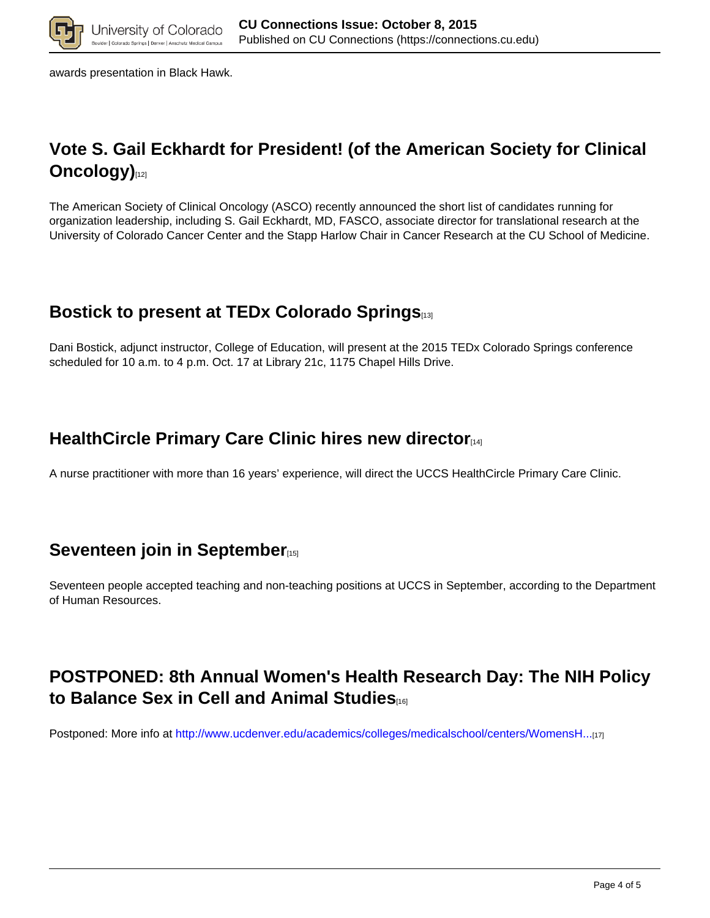awards presentation in Black Hawk.

## Vote S. Gail Eckhardt for President! (of the American Society for Clinical Oncology)[12]

The American Society of Clinical Oncology (ASCO) recently announced the short list of candidates running for organization leadership, including S. Gail Eckhardt, MD, FASCO, associate director for translational research at the University of Colorado Cancer Center and the Stapp Harlow Chair in Cancer Research at the CU School of Medicine.

## Bostick to present at TEDx Colorado Springs[13]

Dani Bostick, adjunct instructor, College of Education, will present at the 2015 TEDx Colorado Springs conference scheduled for 10 a.m. to 4 p.m. Oct. 17 at Library 21c, 1175 Chapel Hills Drive.

## HealthCircle Primary Care Clinic hires new director[14]

A nurse practitioner with more than 16 years' experience, will direct the UCCS HealthCircle Primary Care Clinic.

## Seventeen join in September[15]

Seventeen people accepted teaching and non-teaching positions at UCCS in September, according to the Department of Human Resources.

## POSTPONED: 8th Annual Women's Health Research Day: The NIH Policy to Balance Sex in Cell and Animal Studies[16]

Postponed: More info at http://www.ucdenver.edu/academics/colleges/medicalschool/centers/WomensH...[17]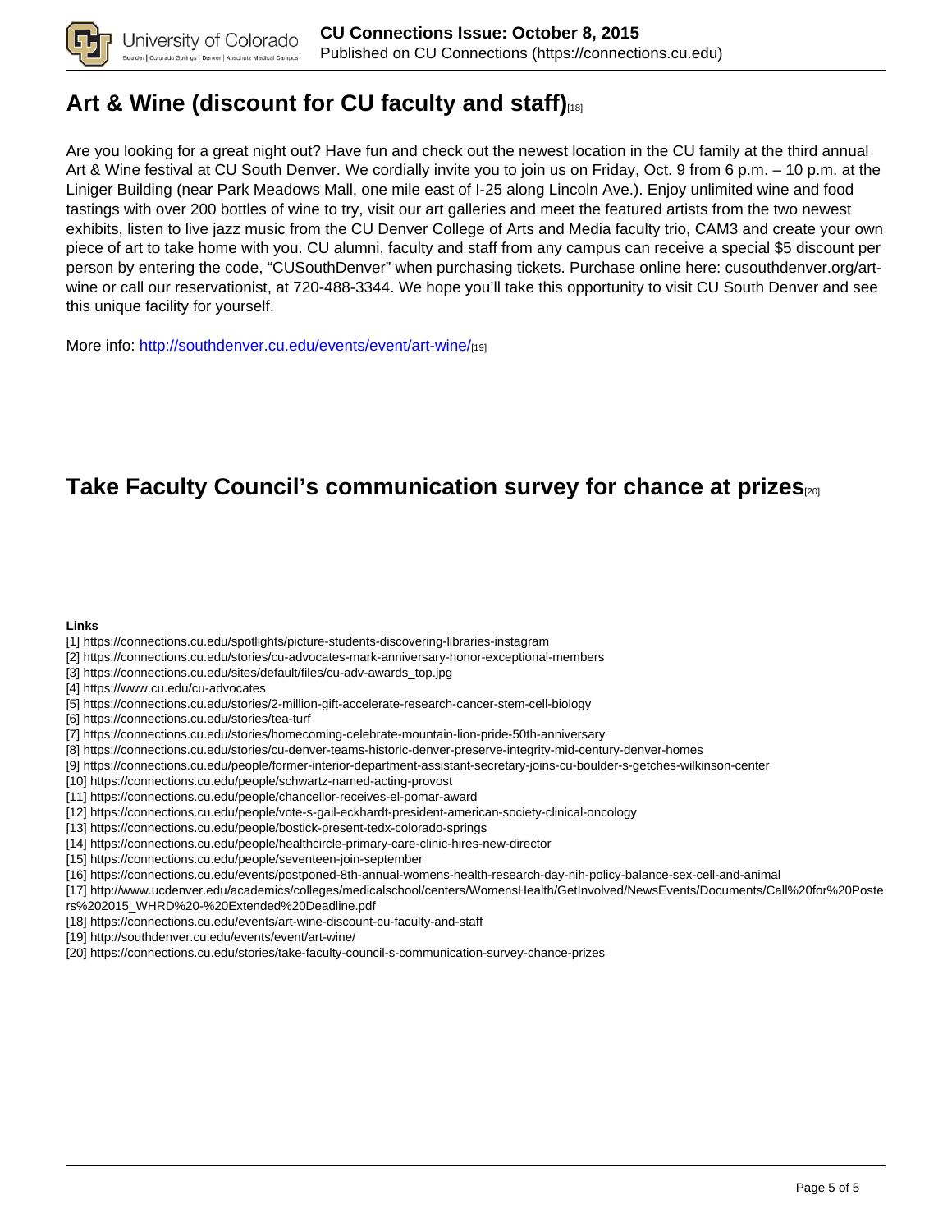# Art & Wine (discount for CU faculty and staff)[18]

Are you looking for a great night out? Have fun and check out the newest location in the CU family at the third annual Art & Wine festival at CU South Denver. We cordially invite you to join us on Friday, Oct. 9 from 6 p.m. – 10 p.m. at the Liniger Building (near Park Meadows Mall, one mile east of I-25 along Lincoln Ave.). Enjoy unlimited wine and food tastings with over 200 bottles of wine to try, visit our art galleries and meet the featured artists from the two newest exhibits, listen to live jazz music from the CU Denver College of Arts and Media faculty trio, CAM3 and create your own piece of art to take home with you. CU alumni, faculty and staff from any campus can receive a special $5 discount per person by entering the code, "CUSouthDenver" when purchasing tickets. Purchase online here: cusouthdenver.org/art-wine or call our reservationist, at 720-488-3344. We hope you'll take this opportunity to visit CU South Denver and see this unique facility for yourself.

More info: http://southdenver.cu.edu/events/event/art-wine/[19]

# Take Faculty Council's communication survey for chance at prizes[20]

**Links**

[1] https://connections.cu.edu/spotlights/picture-students-discovering-libraries-instagram
[2] https://connections.cu.edu/stories/cu-advocates-mark-anniversary-honor-exceptional-members
[3] https://connections.cu.edu/sites/default/files/cu-adv-awards_top.jpg
[4] https://www.cu.edu/cu-advocates
[5] https://connections.cu.edu/stories/2-million-gift-accelerate-research-cancer-stem-cell-biology
[6] https://connections.cu.edu/stories/tea-turf
[7] https://connections.cu.edu/stories/homecoming-celebrate-mountain-lion-pride-50th-anniversary
[8] https://connections.cu.edu/stories/cu-denver-teams-historic-denver-preserve-integrity-mid-century-denver-homes
[9] https://connections.cu.edu/people/former-interior-department-assistant-secretary-joins-cu-boulder-s-getches-wilkinson-center
[10] https://connections.cu.edu/people/schwartz-named-acting-provost
[11] https://connections.cu.edu/people/chancellor-receives-el-pomar-award
[12] https://connections.cu.edu/people/vote-s-gail-eckhardt-president-american-society-clinical-oncology
[13] https://connections.cu.edu/people/bostick-present-tedx-colorado-springs
[14] https://connections.cu.edu/people/healthcircle-primary-care-clinic-hires-new-director
[15] https://connections.cu.edu/people/seventeen-join-september
[16] https://connections.cu.edu/events/postponed-8th-annual-womens-health-research-day-nih-policy-balance-sex-cell-and-animal
[17] http://www.ucdenver.edu/academics/colleges/medicalschool/centers/WomensHealth/GetInvolved/NewsEvents/Documents/Call%20for%20Posters%202015_WHRD%20-%20Extended%20Deadline.pdf
[18] https://connections.cu.edu/events/art-wine-discount-cu-faculty-and-staff
[19] http://southdenver.cu.edu/events/event/art-wine/
[20] https://connections.cu.edu/stories/take-faculty-council-s-communication-survey-chance-prizes